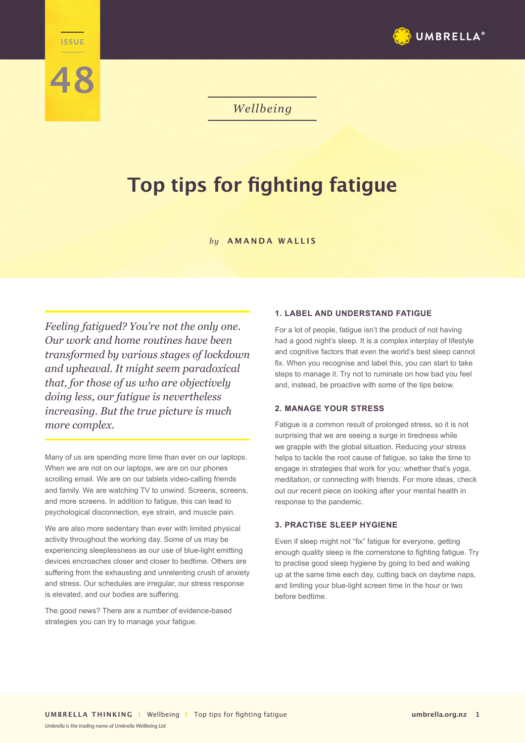ISSUE 48

*Wellbeing*

# Top tips for fighting fatigue

*by* **AMANDA WALLIS**

*Feeling fatigued? You're not the only one. Our work and home routines have been transformed by various stages of lockdown and upheaval. It might seem paradoxical that, for those of us who are objectively doing less, our fatigue is nevertheless increasing. But the true picture is much more complex.*

Many of us are spending more time than ever on our laptops. When we are not on our laptops, we are on our phones scrolling email. We are on our tablets video-calling friends and family. We are watching TV to unwind. Screens, screens, and more screens. In addition to fatigue, this can lead to psychological disconnection, eye strain, and muscle pain.

We are also more sedentary than ever with limited physical activity throughout the working day. Some of us may be experiencing sleeplessness as our use of blue-light emitting devices encroaches closer and closer to bedtime. Others are suffering from the exhausting and unrelenting crush of anxiety and stress. Our schedules are irregular, our stress response is elevated, and our bodies are suffering.

The good news? There are a number of evidence-based strategies you can try to manage your fatigue.

### 1. LABEL AND UNDERSTAND FATIGUE

For a lot of people, fatigue isn't the product of not having had a good night's sleep. It is a complex interplay of lifestyle and cognitive factors that even the world's best sleep cannot fix. When you recognise and label this, you can start to take steps to manage it. Try not to ruminate on how bad you feel and, instead, be proactive with some of the tips below.

### 2. MANAGE YOUR STRESS

Fatigue is a common result of prolonged stress, so it is not surprising that we are seeing a surge in tiredness while we grapple with the global situation. Reducing your stress helps to tackle the root cause of fatigue, so take the time to engage in strategies that work for you: whether that's yoga, meditation, or connecting with friends. For more ideas, check out our recent piece on looking after your mental health in response to the pandemic.

### 3. PRACTISE SLEEP HYGIENE

Even if sleep might not "fix" fatigue for everyone, getting enough quality sleep is the cornerstone to fighting fatigue. Try to practise good sleep hygiene by going to bed and waking up at the same time each day, cutting back on daytime naps, and limiting your blue-light screen time in the hour or two before bedtime.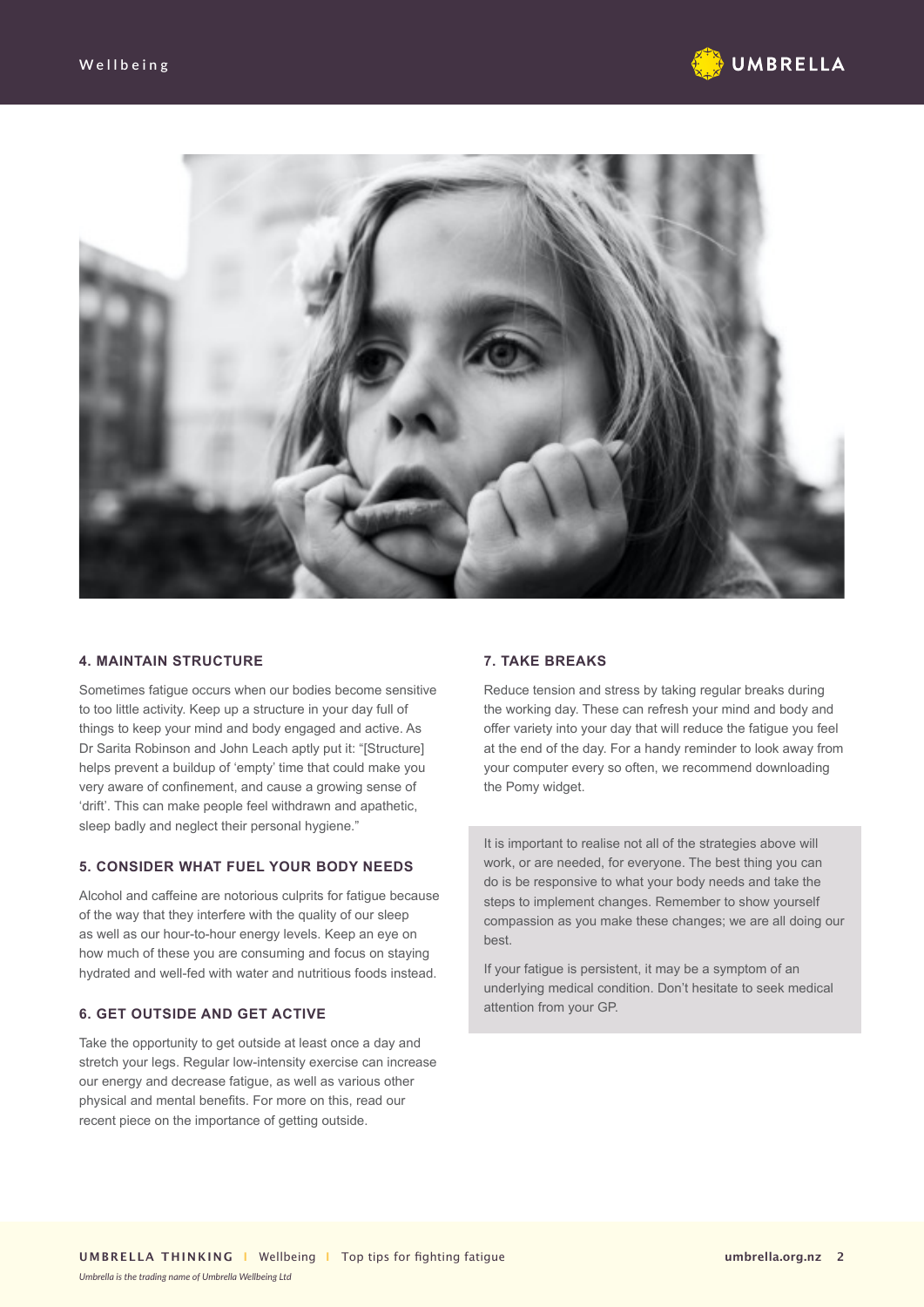### 4. MAINTAIN STRUCTURE

Sometimes fatigue occurs when our bodies become sensitive to too little activity. Keep up a structure in your day full of things to keep your mind and body engaged and active. As Dr Sarita Robinson and John Leach aptly put it: "[Structure] helps prevent a buildup of 'empty' time that could make you very aware of confinement, and cause a growing sense of 'drift'. This can make people feel withdrawn and apathetic, sleep badly and neglect their personal hygiene."

### 5. CONSIDER WHAT FUEL YOUR BODY NEEDS

Alcohol and caffeine are notorious culprits for fatigue because of the way that they interfere with the quality of our sleep as well as our hour-to-hour energy levels. Keep an eye on how much of these you are consuming and focus on staying hydrated and well-fed with water and nutritious foods instead.

### 6. GET OUTSIDE AND GET ACTIVE

Take the opportunity to get outside at least once a day and stretch your legs. Regular low-intensity exercise can increase our energy and decrease fatigue, as well as various other physical and mental benefits. For more on this, read our recent piece on the importance of getting outside.

### 7. TAKE BREAKS

Reduce tension and stress by taking regular breaks during the working day. These can refresh your mind and body and offer variety into your day that will reduce the fatigue you feel at the end of the day. For a handy reminder to look away from your computer every so often, we recommend downloading the Pomy widget.

It is important to realise not all of the strategies above will work, or are needed, for everyone. The best thing you can do is be responsive to what your body needs and take the steps to implement changes. Remember to show yourself compassion as you make these changes; we are all doing our best.

If your fatigue is persistent, it may be a symptom of an underlying medical condition. Don't hesitate to seek medical attention from your GP.

*Umbrella is the trading name of Umbrella Wellbeing Ltd*